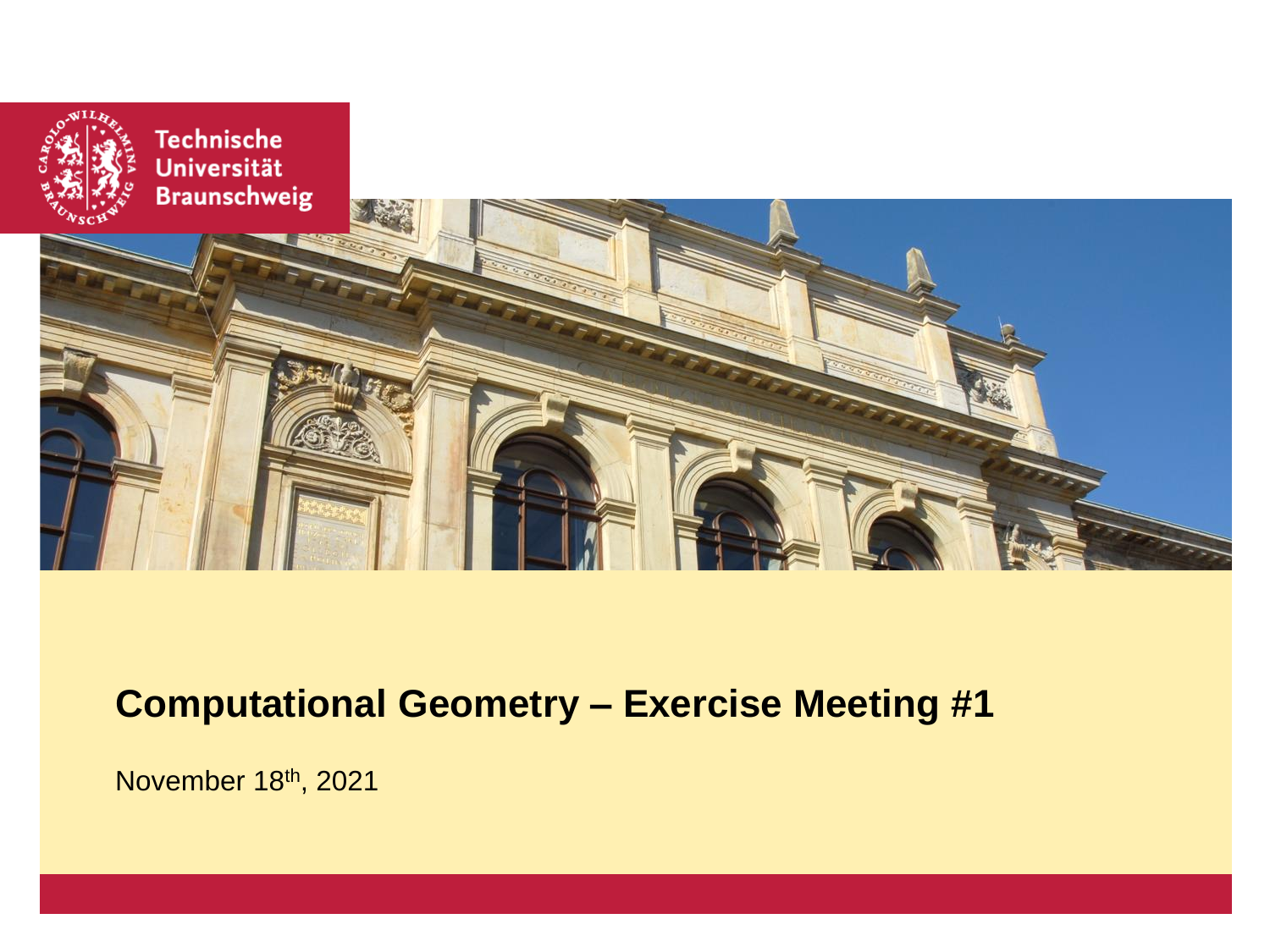Technische Universität Braunschweig

# Computational Geometry – Exercise Meeting #1

November 18th, 2021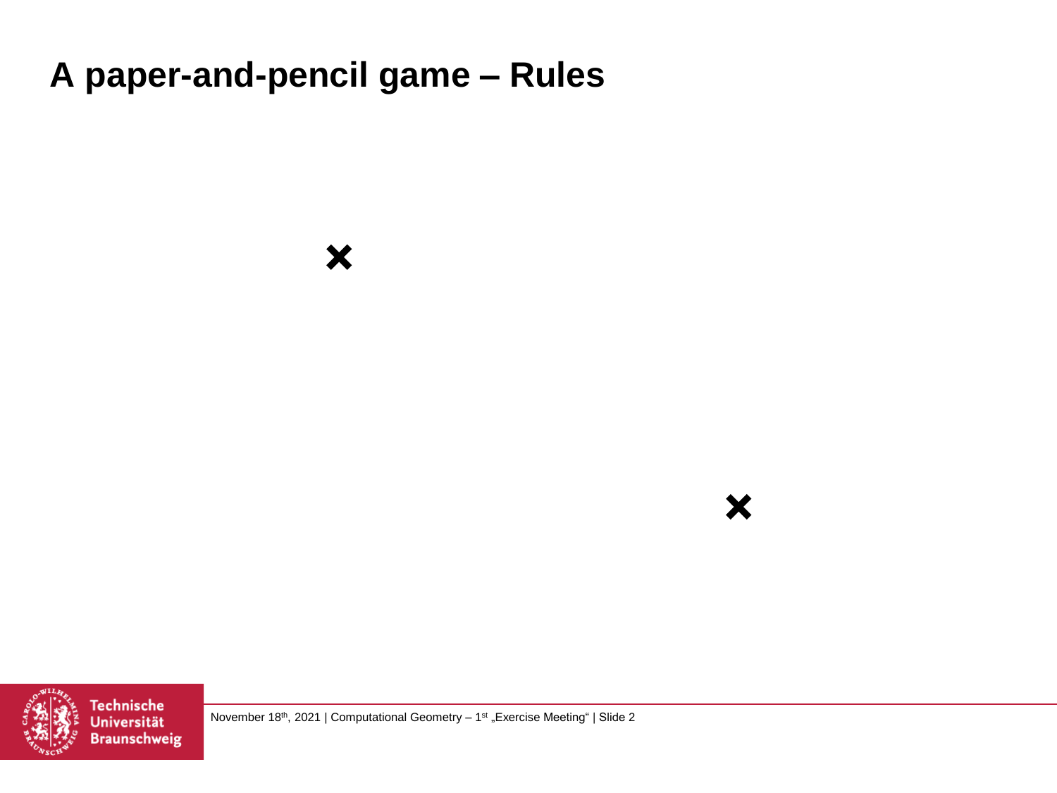# A paper-and-pencil game – Rules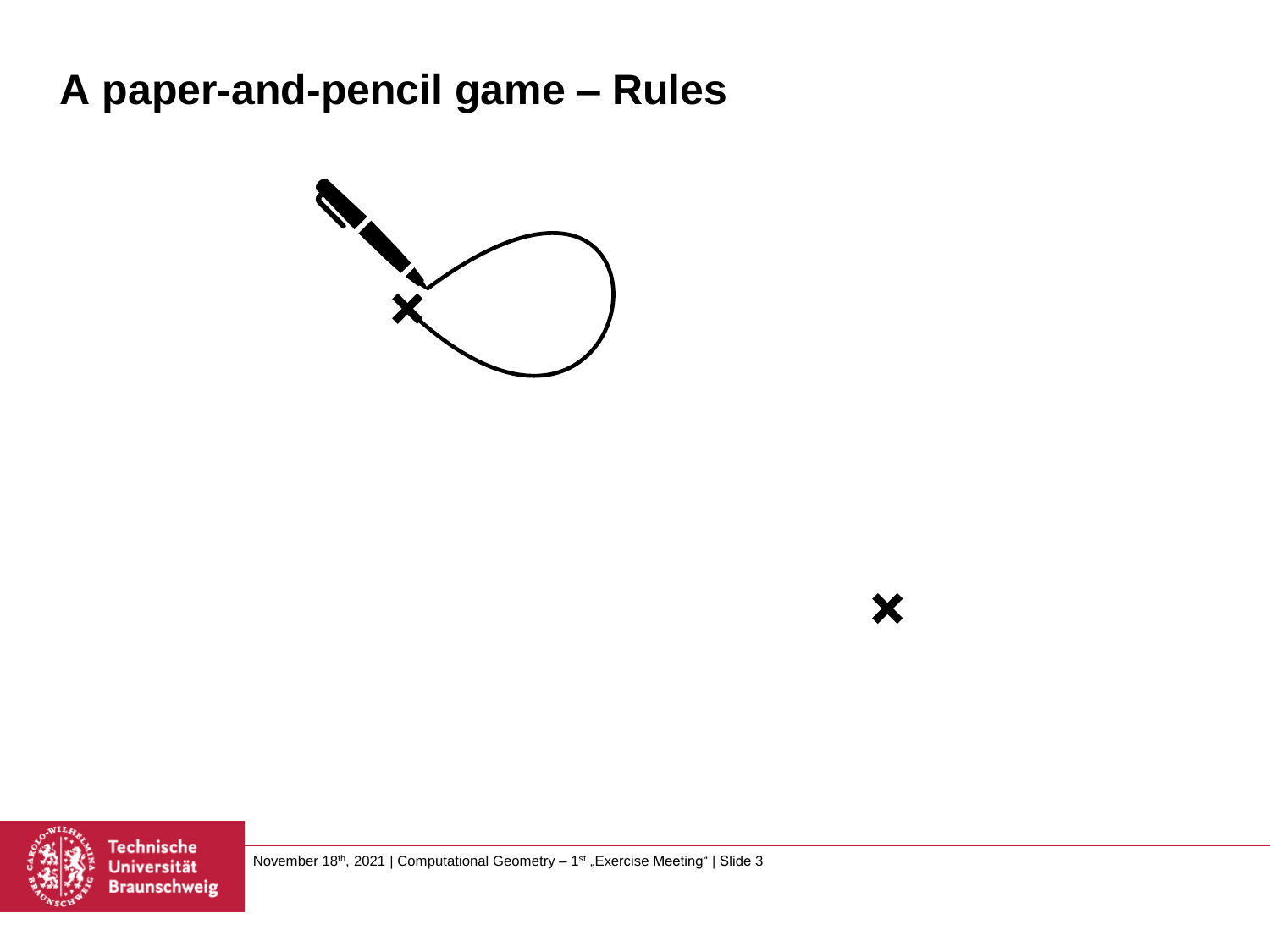# A paper-and-pencil game – Rules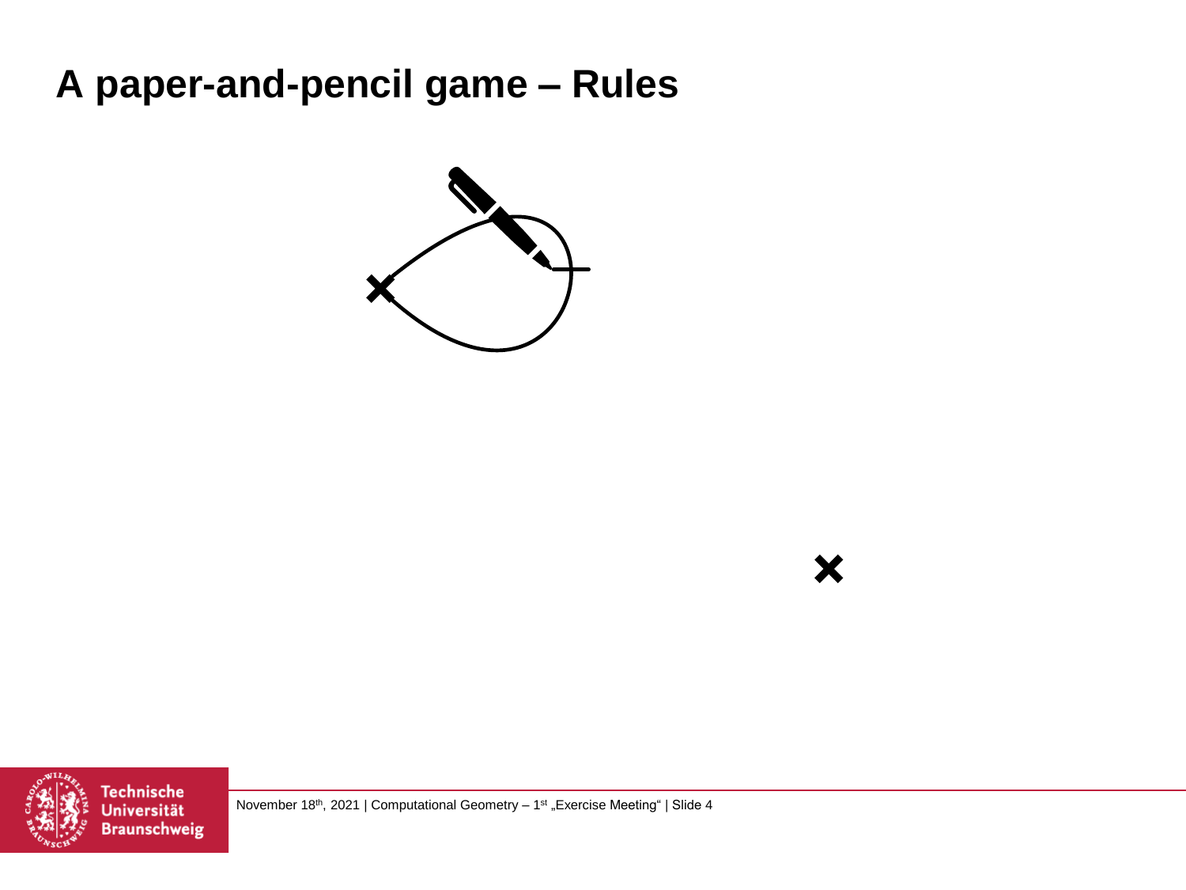# A paper-and-pencil game – Rules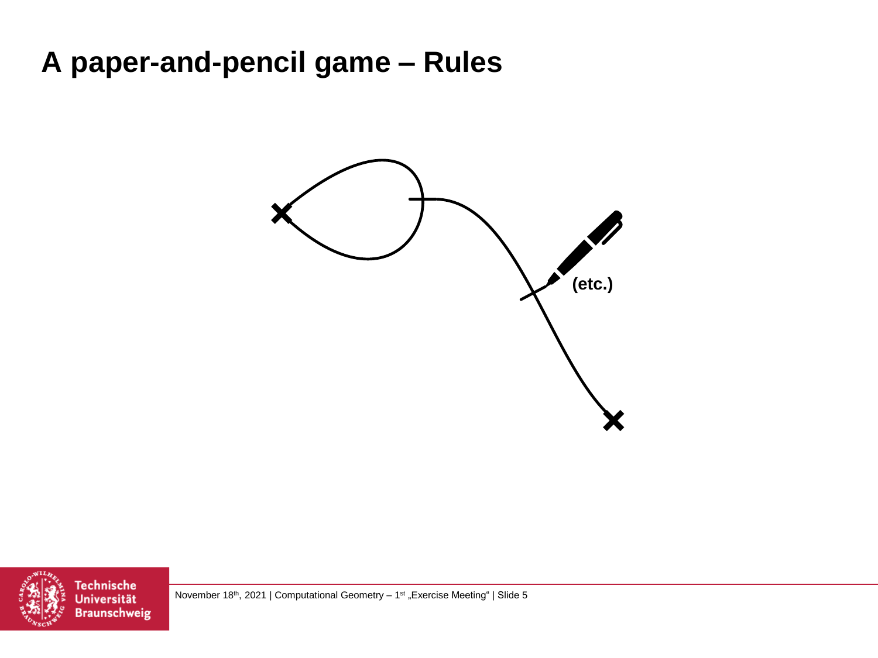# A paper-and-pencil game – Rules

(etc.)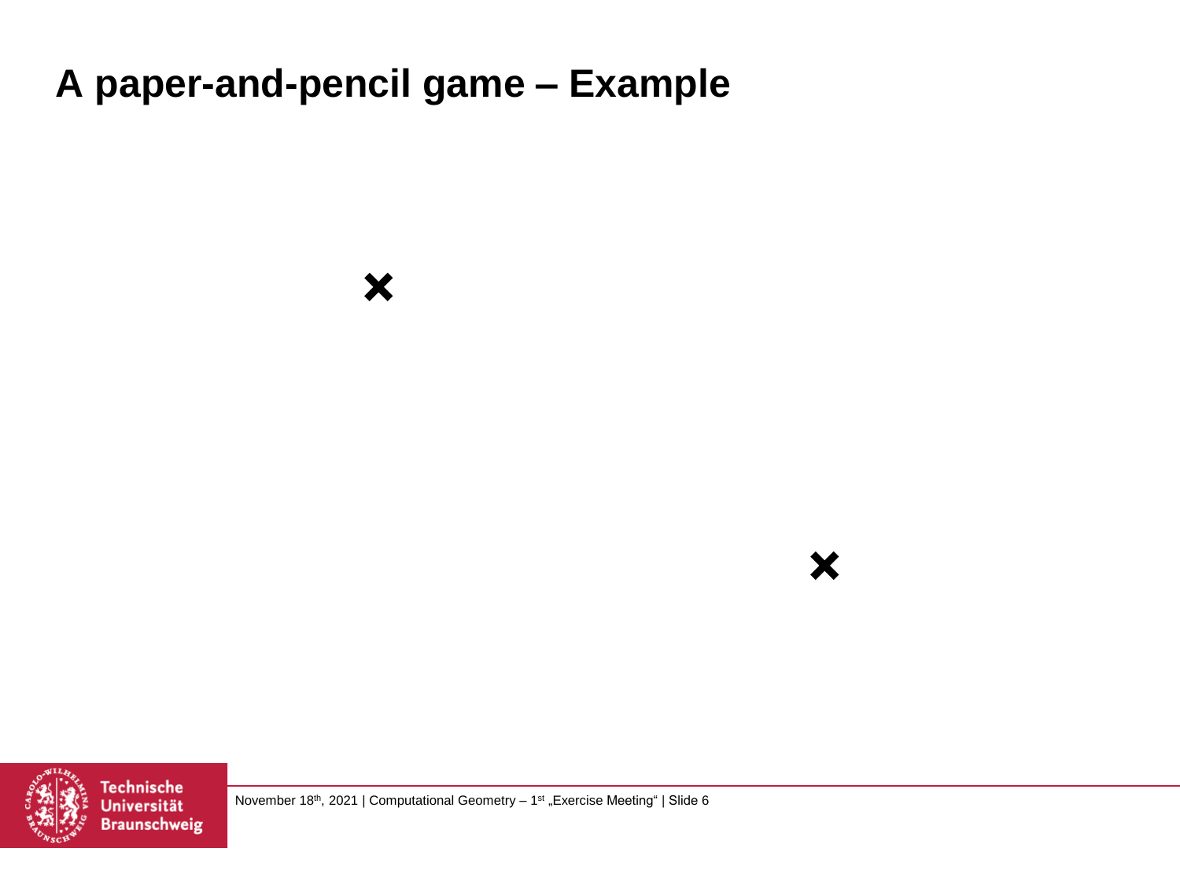# A paper-and-pencil game – Example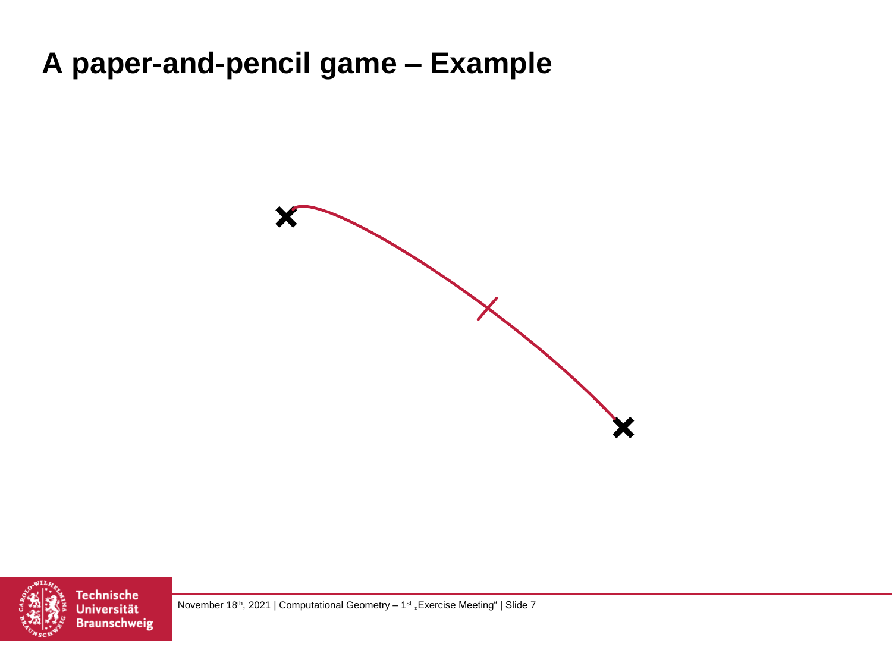# A paper-and-pencil game – Example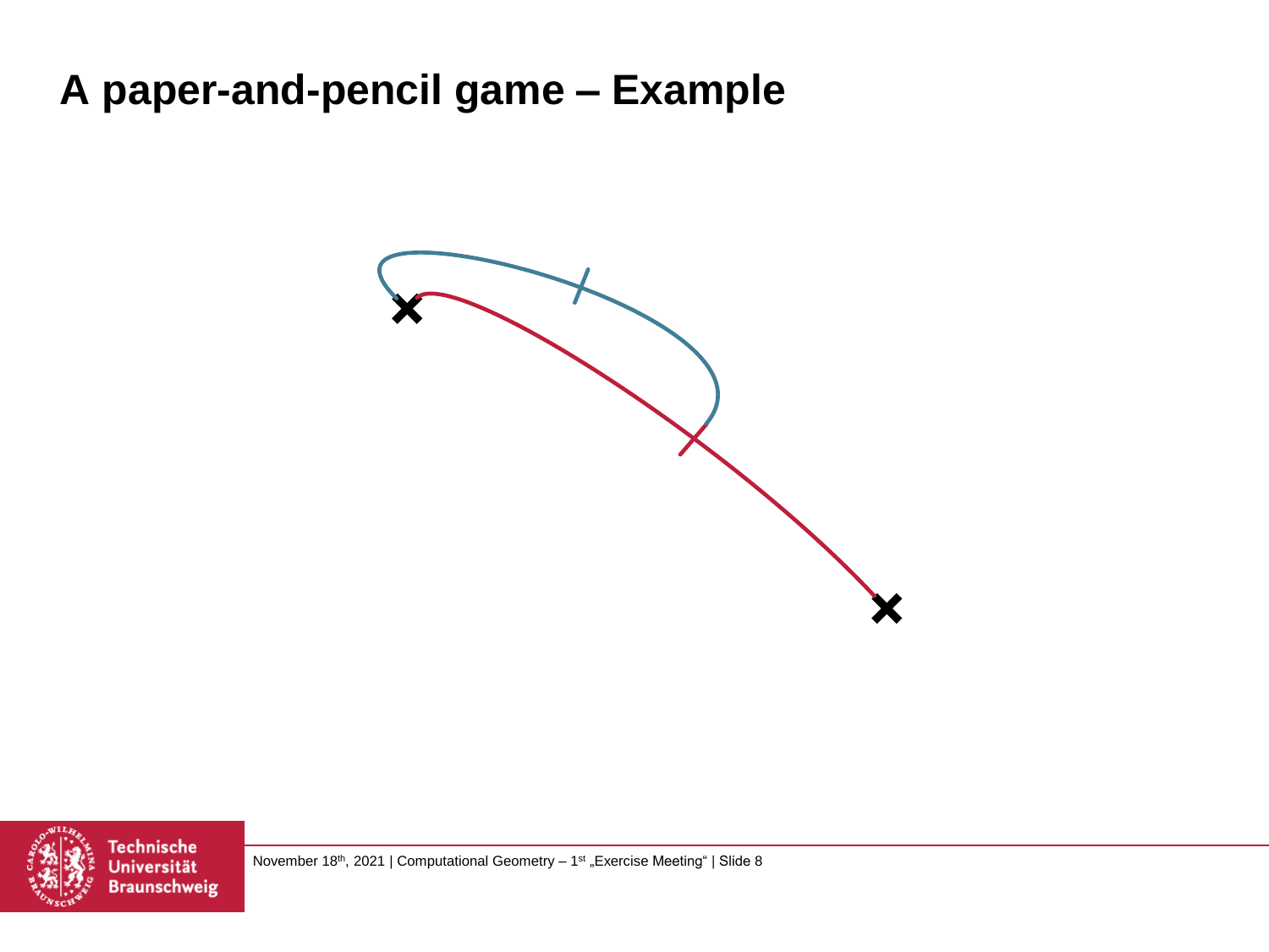# A paper-and-pencil game – Example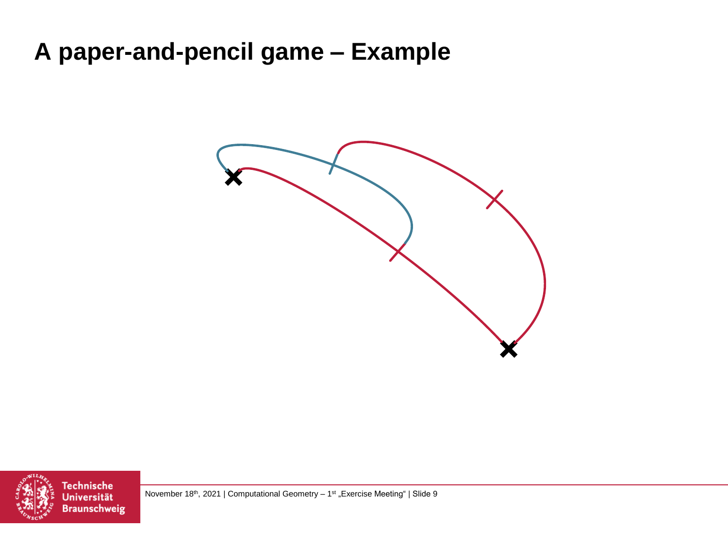# A paper-and-pencil game – Example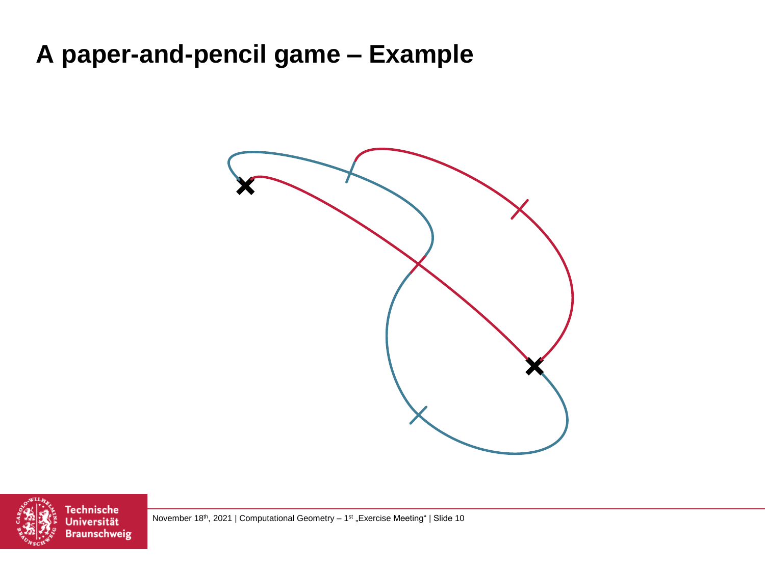# A paper-and-pencil game – Example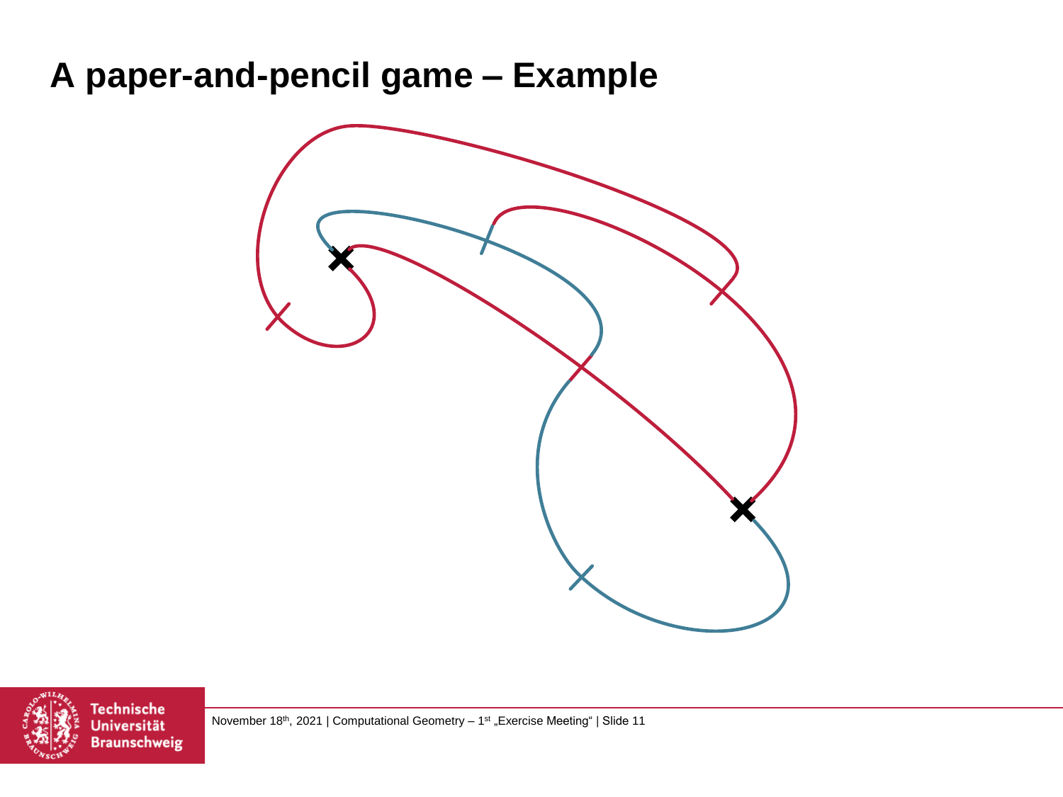# A paper-and-pencil game – Example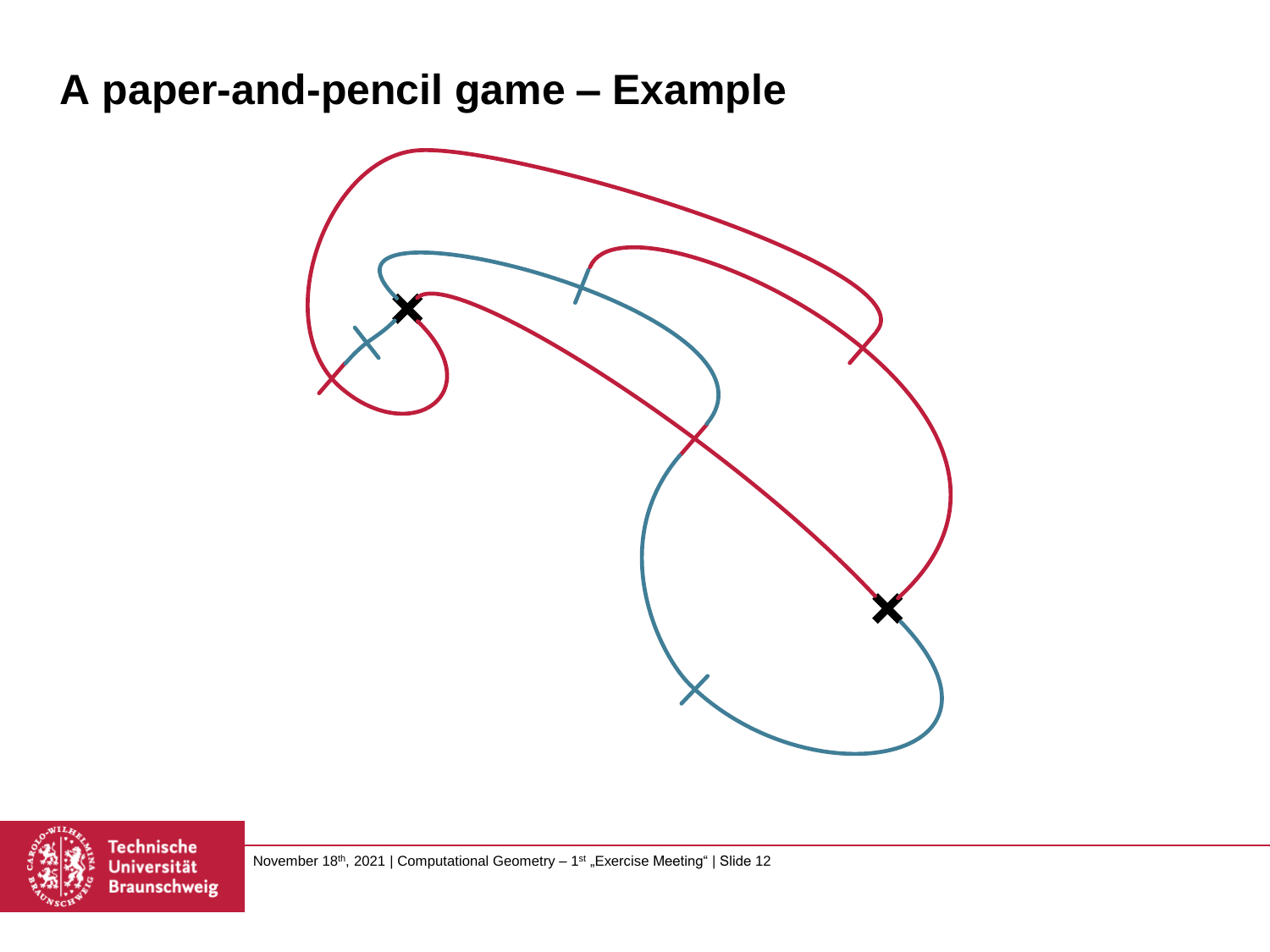# A paper-and-pencil game – Example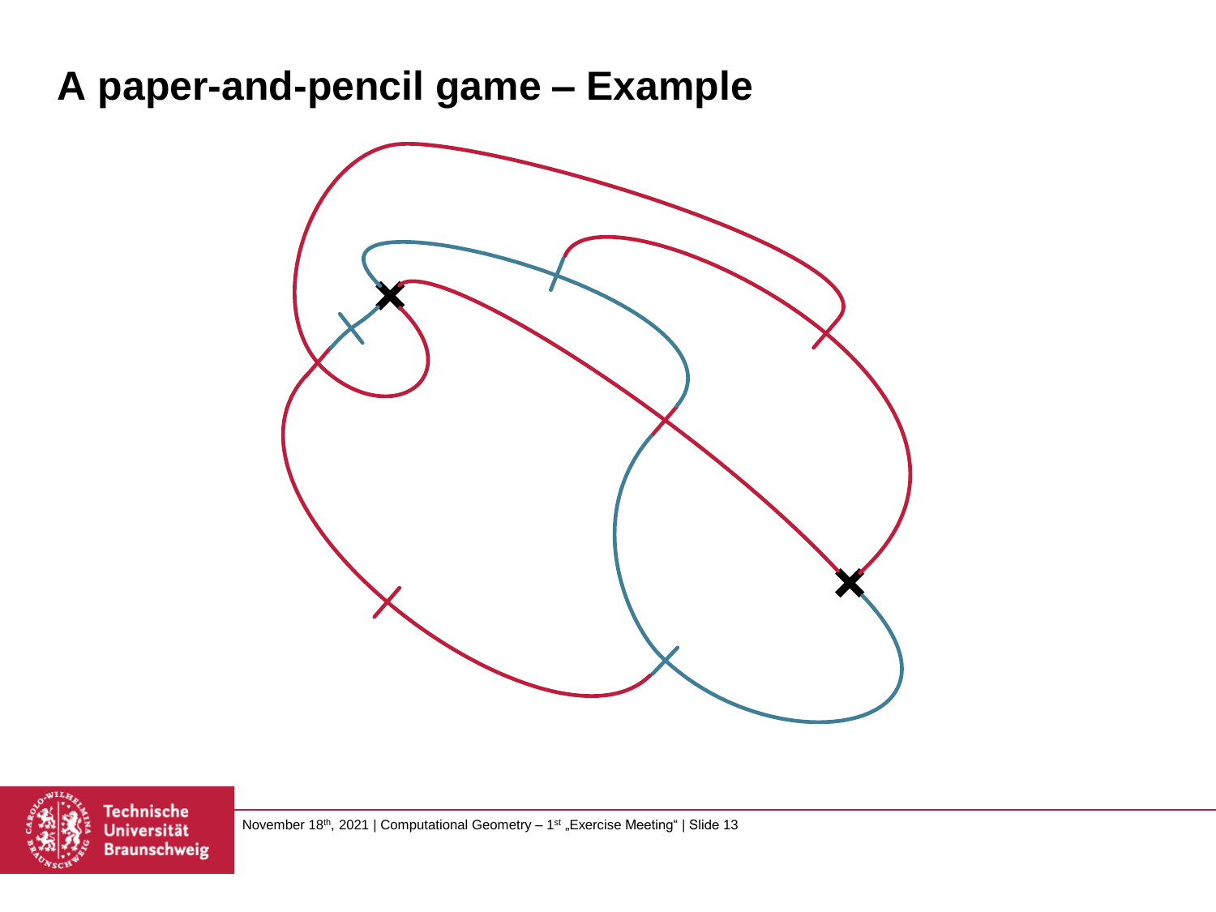# A paper-and-pencil game – Example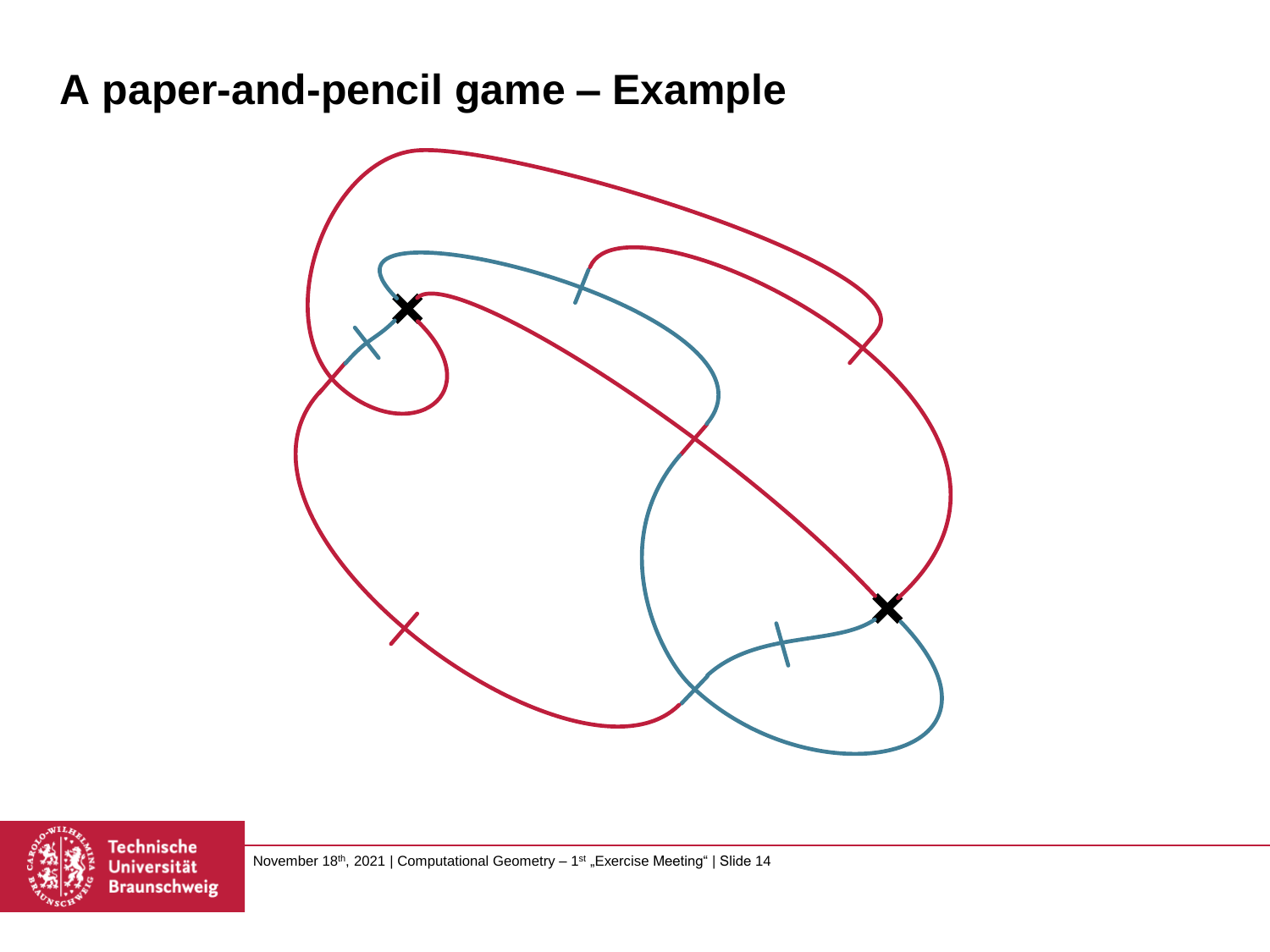# A paper-and-pencil game – Example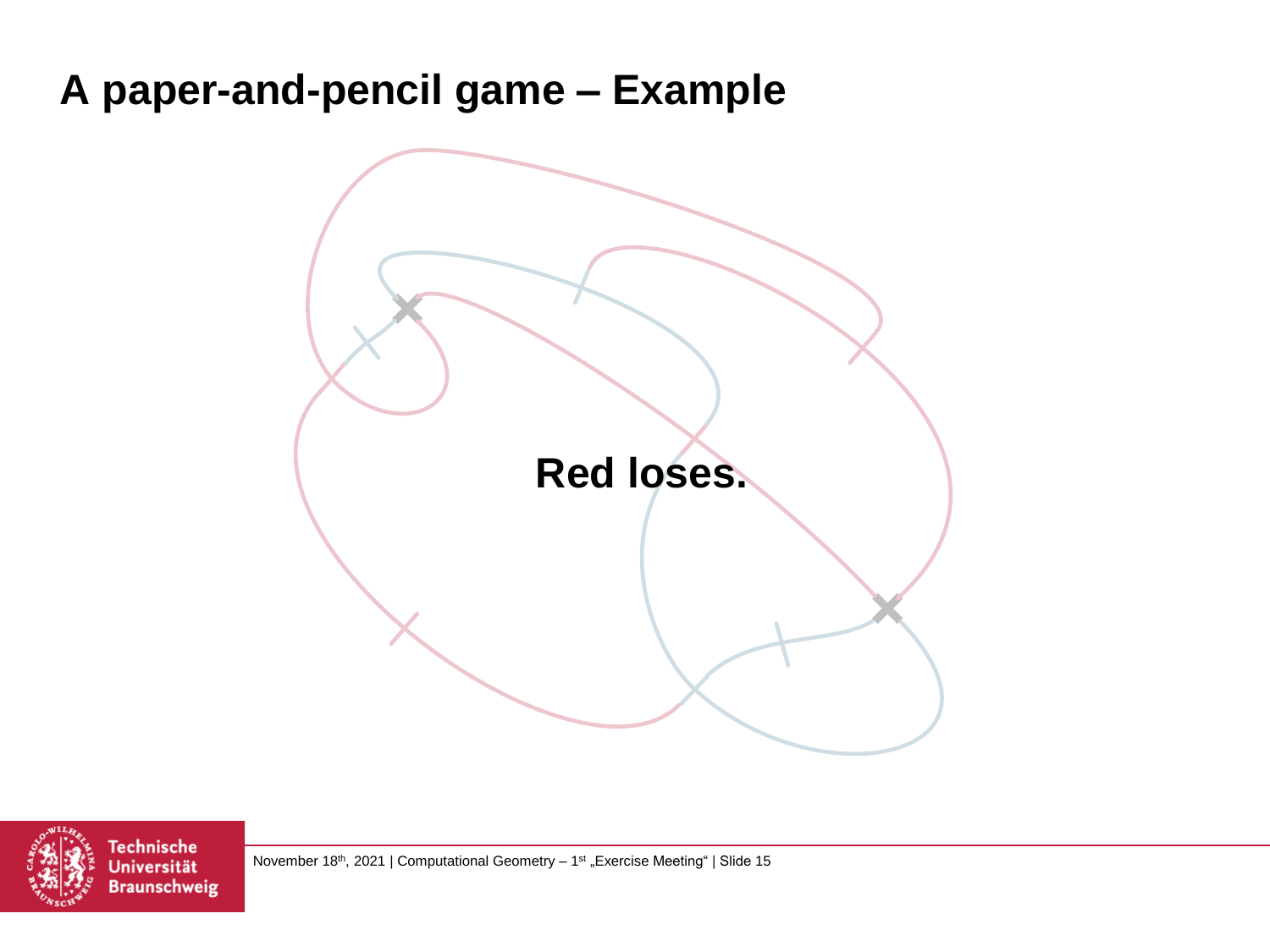# A paper-and-pencil game – Example

**Red loses.**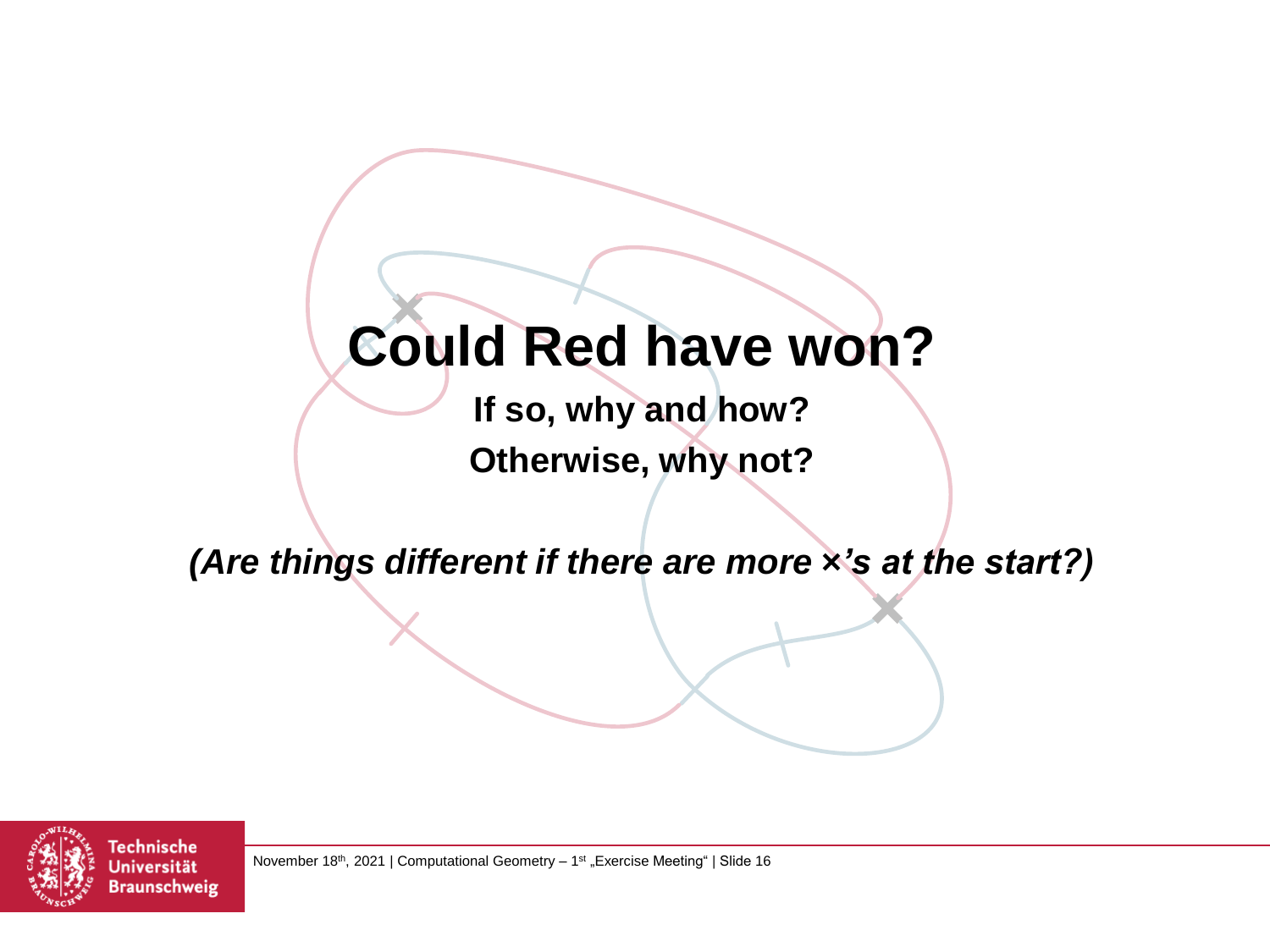# Could Red have won?

**If so, why and how?**

**Otherwise, why not?**

***(Are things different if there are more ×'s at the start?)***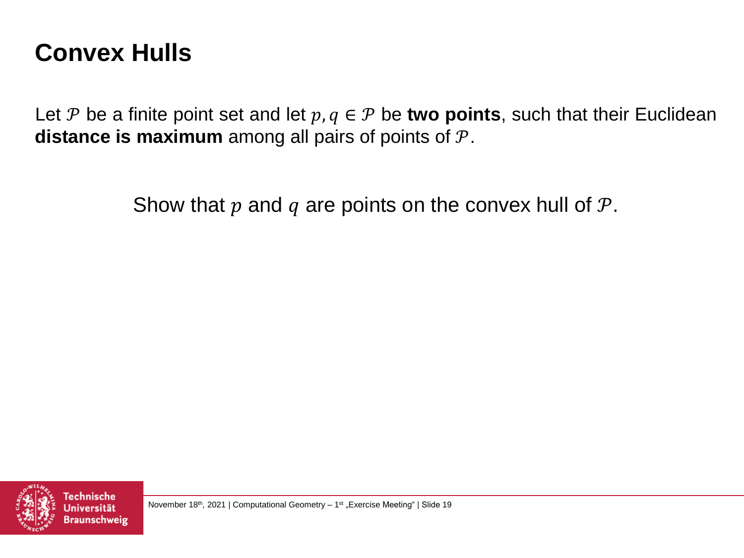# Convex Hulls

Let $\mathcal{P}$ be a finite point set and let $p, q \in \mathcal{P}$ be **two points**, such that their Euclidean **distance is maximum** among all pairs of points of $\mathcal{P}$.

Show that $p$ and $q$ are points on the convex hull of $\mathcal{P}$.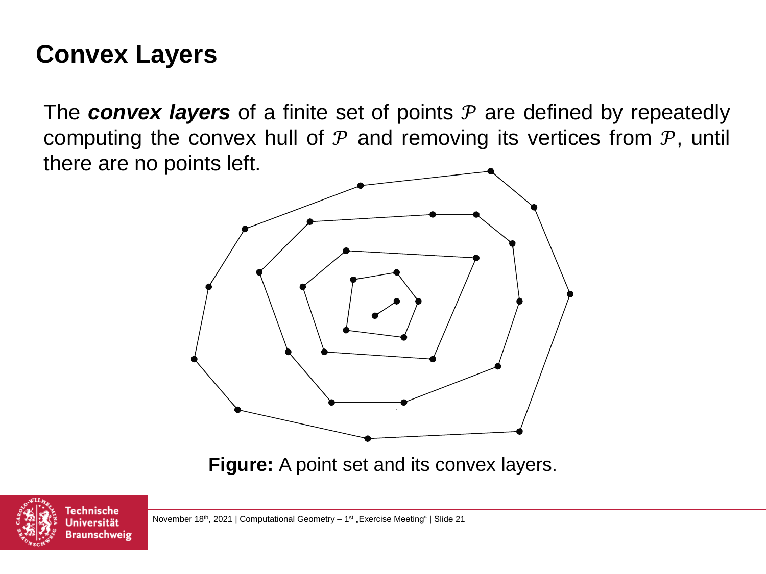# Convex Layers

The ***convex layers*** of a finite set of points $\mathcal{P}$ are defined by repeatedly computing the convex hull of $\mathcal{P}$ and removing its vertices from $\mathcal{P}$, until there are no points left.

**Figure:** A point set and its convex layers.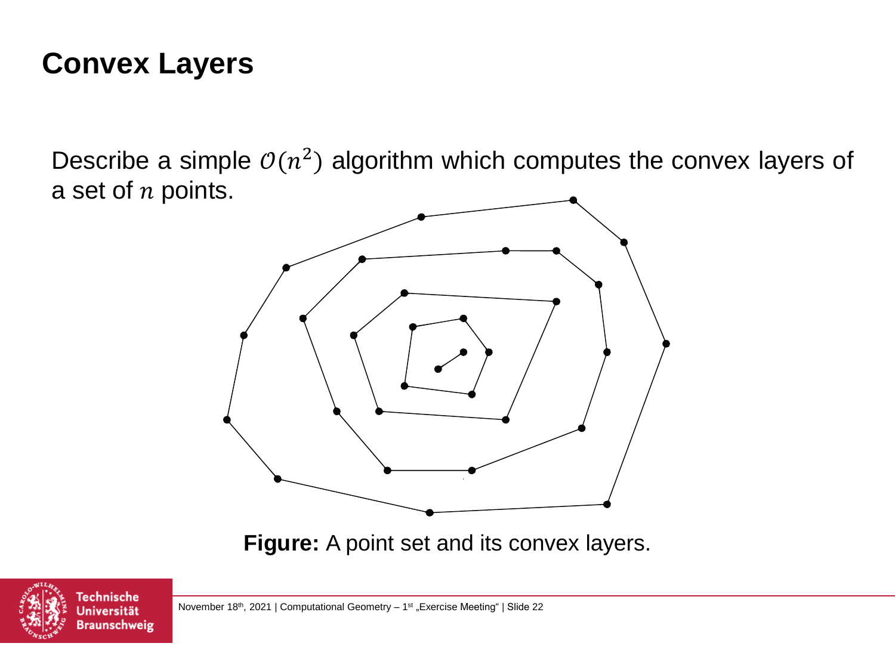# Convex Layers

Describe a simple $\mathcal{O}(n^2)$ algorithm which computes the convex layers of a set of $n$ points.

**Figure:** A point set and its convex layers.